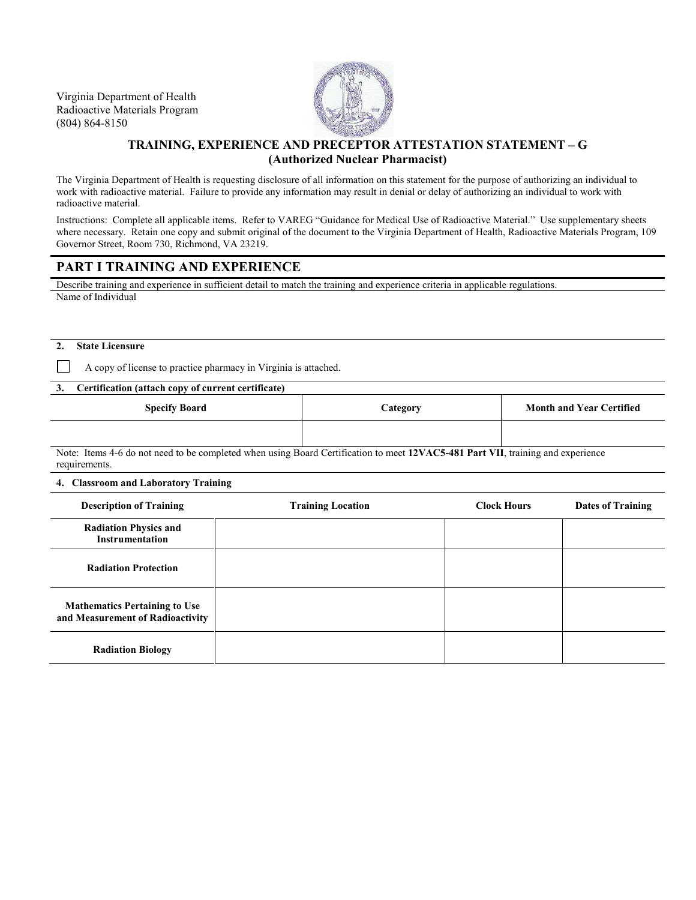Virginia Department of Health
Radioactive Materials Program
(804) 864-8150

## TRAINING, EXPERIENCE AND PRECEPTOR ATTESTATION STATEMENT – G
## (Authorized Nuclear Pharmacist)

The Virginia Department of Health is requesting disclosure of all information on this statement for the purpose of authorizing an individual to work with radioactive material. Failure to provide any information may result in denial or delay of authorizing an individual to work with radioactive material.

Instructions: Complete all applicable items. Refer to VAREG "Guidance for Medical Use of Radioactive Material." Use supplementary sheets where necessary. Retain one copy and submit original of the document to the Virginia Department of Health, Radioactive Materials Program, 109 Governor Street, Room 730, Richmond, VA 23219.

# PART I TRAINING AND EXPERIENCE

Describe training and experience in sufficient detail to match the training and experience criteria in applicable regulations.

Name of Individual

**2. State Licensure**

☐ A copy of license to practice pharmacy in Virginia is attached.

**3. Certification (attach copy of current certificate)**

| Specify Board | Category | Month and Year Certified |
|---|---|---|
| | | |

Note: Items 4-6 do not need to be completed when using Board Certification to meet **12VAC5-481 Part VII**, training and experience requirements.

**4. Classroom and Laboratory Training**

| Description of Training | Training Location | Clock Hours | Dates of Training |
|---|---|---|---|
| **Radiation Physics and Instrumentation** | | | |
| **Radiation Protection** | | | |
| **Mathematics Pertaining to Use and Measurement of Radioactivity** | | | |
| **Radiation Biology** | | | |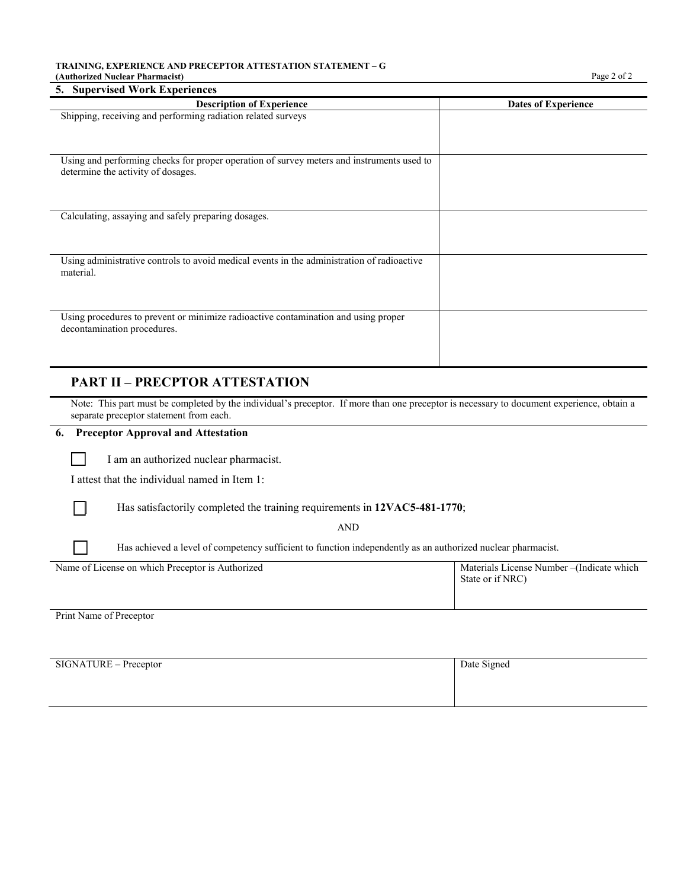## 5. Supervised Work Experiences

| Description of Experience | Dates of Experience |
| --- | --- |
| Shipping, receiving and performing radiation related surveys | |
| Using and performing checks for proper operation of survey meters and instruments used to determine the activity of dosages. | |
| Calculating, assaying and safely preparing dosages. | |
| Using administrative controls to avoid medical events in the administration of radioactive material. | |
| Using procedures to prevent or minimize radioactive contamination and using proper decontamination procedures. | |

# PART II – PRECPTOR ATTESTATION

Note: This part must be completed by the individual's preceptor. If more than one preceptor is necessary to document experience, obtain a separate preceptor statement from each.

## 6. Preceptor Approval and Attestation

☐ I am an authorized nuclear pharmacist.

I attest that the individual named in Item 1:

☐ Has satisfactorily completed the training requirements in **12VAC5-481-1770**;

AND

☐ Has achieved a level of competency sufficient to function independently as an authorized nuclear pharmacist.

| | |
| --- | --- |
| Name of License on which Preceptor is Authorized | Materials License Number –(Indicate which State or if NRC) |
| Print Name of Preceptor | |
| SIGNATURE – Preceptor | Date Signed |